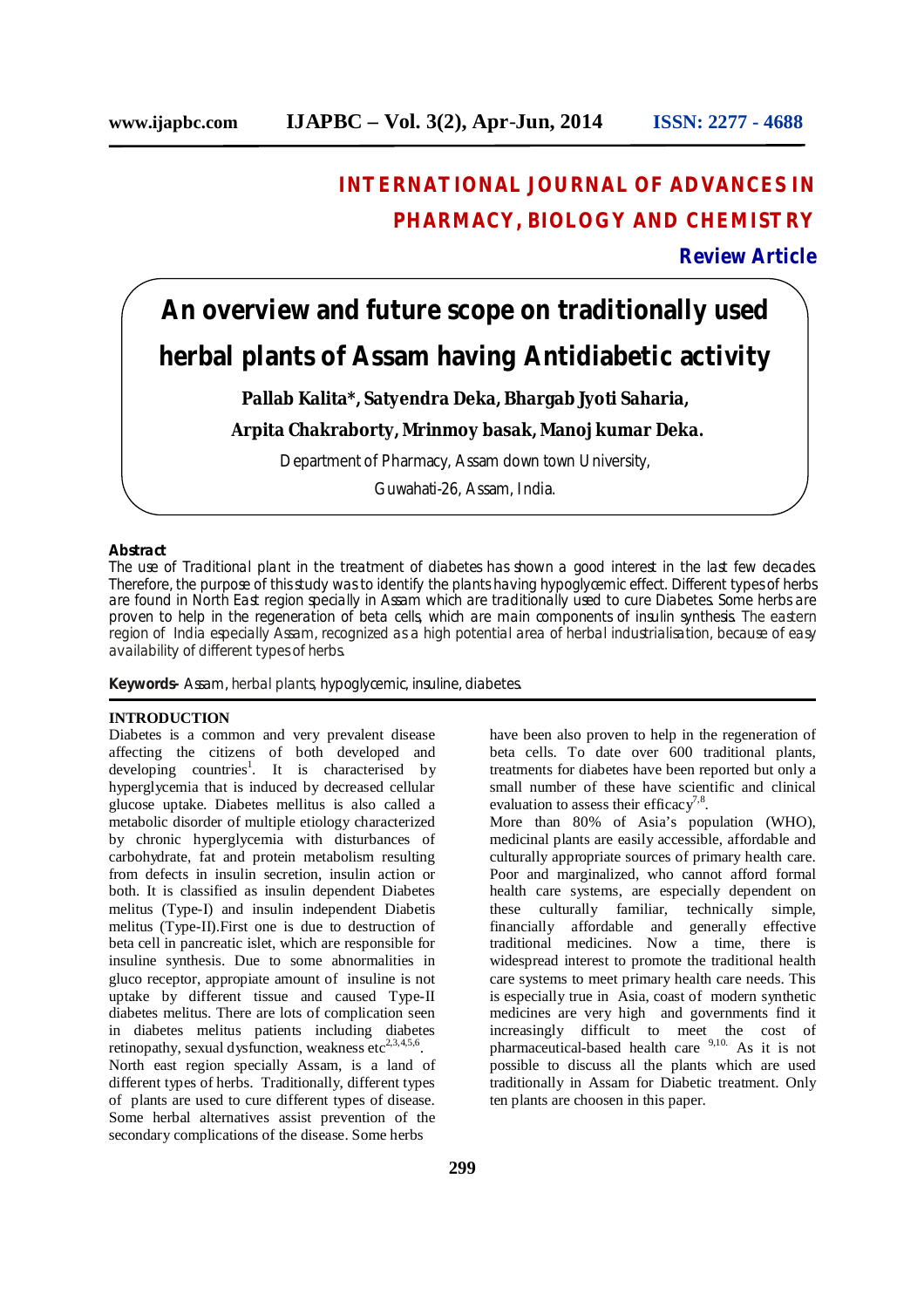# INTERNATIONAL JOURNAL OF ADVANCES IN PHARMACY, BIOLOGY AND CHEMISTRY

**Review Article**

# An overview and future scope on traditionally used herbal plants of Assam having Antidiabetic activity

**Pallab Kalita*, Satyendra Deka, Bhargab Jyoti Saharia, Arpita Chakraborty, Mrinmoy basak, Manoj kumar Deka.**

Department of Pharmacy, Assam down town University,

Guwahati-26, Assam, India.

**Abstract**

The use of Traditional plant in the treatment of diabetes has shown a good interest in the last few decades. Therefore, the purpose of this study was to identify the plants having hypoglycemic effect. Different types of herbs are found in North East region specially in Assam which are traditionally used to cure Diabetes. Some herbs are proven to help in the regeneration of beta cells, which are main components of insulin synthesis. The eastern region of India especially Assam, recognized as a high potential area of herbal industrialisation, because of easy availability of different types of herbs.

**Keywords-** Assam, herbal plants, hypoglycemic, insuline, diabetes.

## INTRODUCTION

Diabetes is a common and very prevalent disease affecting the citizens of both developed and developing countries[1]. It is characterised by hyperglycemia that is induced by decreased cellular glucose uptake. Diabetes mellitus is also called a metabolic disorder of multiple etiology characterized by chronic hyperglycemia with disturbances of carbohydrate, fat and protein metabolism resulting from defects in insulin secretion, insulin action or both. It is classified as insulin dependent Diabetes melitus (Type-I) and insulin independent Diabetis melitus (Type-II).First one is due to destruction of beta cell in pancreatic islet, which are responsible for insuline synthesis. Due to some abnormalities in gluco receptor, appropiate amount of insuline is not uptake by different tissue and caused Type-II diabetes melitus. There are lots of complication seen in diabetes melitus patients including diabetes retinopathy, sexual dysfunction, weakness etc[2,3,4,5,6].

North east region specially Assam, is a land of different types of herbs. Traditionally, different types of plants are used to cure different types of disease. Some herbal alternatives assist prevention of the secondary complications of the disease. Some herbs have been also proven to help in the regeneration of beta cells. To date over 600 traditional plants, treatments for diabetes have been reported but only a small number of these have scientific and clinical evaluation to assess their efficacy[7,8].

More than 80% of Asia's population (WHO), medicinal plants are easily accessible, affordable and culturally appropriate sources of primary health care. Poor and marginalized, who cannot afford formal health care systems, are especially dependent on these culturally familiar, technically simple, financially affordable and generally effective traditional medicines. Now a time, there is widespread interest to promote the traditional health care systems to meet primary health care needs. This is especially true in Asia, coast of modern synthetic medicines are very high and governments find it increasingly difficult to meet the cost of pharmaceutical-based health care [9,10]. As it is not possible to discuss all the plants which are used traditionally in Assam for Diabetic treatment. Only ten plants are choosen in this paper.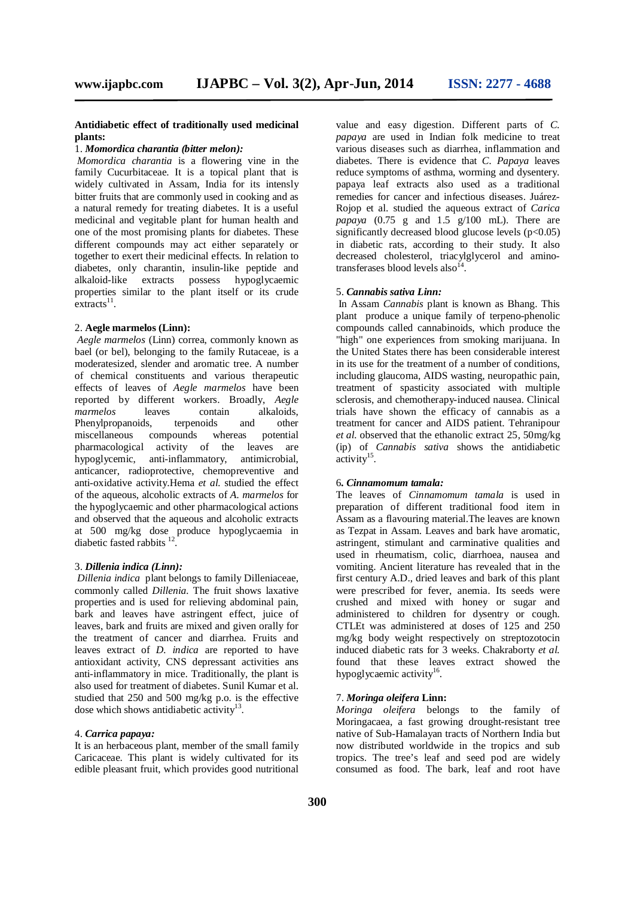**Antidiabetic effect of traditionally used medicinal plants:**

1. ***Momordica charantia (bitter melon):***

*Momordica charantia* is a flowering vine in the family Cucurbitaceae. It is a topical plant that is widely cultivated in Assam, India for its intensly bitter fruits that are commonly used in cooking and as a natural remedy for treating diabetes. It is a useful medicinal and vegitable plant for human health and one of the most promising plants for diabetes. These different compounds may act either separately or together to exert their medicinal effects. In relation to diabetes, only charantin, insulin-like peptide and alkaloid-like extracts possess hypoglycaemic properties similar to the plant itself or its crude extracts[11].

2. **Aegle marmelos (Linn):**

*Aegle marmelos* (Linn) correa, commonly known as bael (or bel), belonging to the family Rutaceae, is a moderatesized, slender and aromatic tree. A number of chemical constituents and various therapeutic effects of leaves of *Aegle marmelos* have been reported by different workers. Broadly, *Aegle marmelos* leaves contain alkaloids, Phenylpropanoids, terpenoids and other miscellaneous compounds whereas potential pharmacological activity of the leaves are hypoglycemic, anti-inflammatory, antimicrobial, anticancer, radioprotective, chemopreventive and anti-oxidative activity.Hema *et al.* studied the effect of the aqueous, alcoholic extracts of *A. marmelos* for the hypoglycaemic and other pharmacological actions and observed that the aqueous and alcoholic extracts at 500 mg/kg dose produce hypoglycaemia in diabetic fasted rabbits [12].

3. ***Dillenia indica (Linn):***

*Dillenia indica* plant belongs to family Dilleniaceae, commonly called *Dillenia.* The fruit shows laxative properties and is used for relieving abdominal pain, bark and leaves have astringent effect, juice of leaves, bark and fruits are mixed and given orally for the treatment of cancer and diarrhea. Fruits and leaves extract of *D. indica* are reported to have antioxidant activity, CNS depressant activities ans anti-inflammatory in mice. Traditionally, the plant is also used for treatment of diabetes. Sunil Kumar et al. studied that 250 and 500 mg/kg p.o. is the effective dose which shows antidiabetic activity[13].

4. ***Carrica papaya:***

It is an herbaceous plant, member of the small family Caricaceae. This plant is widely cultivated for its edible pleasant fruit, which provides good nutritional value and easy digestion. Different parts of *C. papaya* are used in Indian folk medicine to treat various diseases such as diarrhea, inflammation and diabetes. There is evidence that *C. Papaya* leaves reduce symptoms of asthma, worming and dysentery. papaya leaf extracts also used as a traditional remedies for cancer and infectious diseases. Juárez-Rojop et al. studied the aqueous extract of *Carica papaya* (0.75 g and 1.5 g/100 mL). There are significantly decreased blood glucose levels ($p<0.05$) in diabetic rats, according to their study. It also decreased cholesterol, triacylglycerol and amino-transferases blood levels also[14].

5. ***Cannabis sativa Linn:***

In Assam *Cannabis* plant is known as Bhang. This plant produce a unique family of terpeno-phenolic compounds called cannabinoids, which produce the "high" one experiences from smoking marijuana. In the United States there has been considerable interest in its use for the treatment of a number of conditions, including glaucoma, AIDS wasting, neuropathic pain, treatment of spasticity associated with multiple sclerosis, and chemotherapy-induced nausea. Clinical trials have shown the efficacy of cannabis as a treatment for cancer and AIDS patient. Tehranipour *et al.* observed that the ethanolic extract 25, 50mg/kg (ip) of *Cannabis sativa* shows the antidiabetic activity[15].

6. ***Cinnamomum tamala:***

The leaves of *Cinnamomum tamala* is used in preparation of different traditional food item in Assam as a flavouring material.The leaves are known as Tezpat in Assam. Leaves and bark have aromatic, astringent, stimulant and carminative qualities and used in rheumatism, colic, diarrhoea, nausea and vomiting. Ancient literature has revealed that in the first century A.D., dried leaves and bark of this plant were prescribed for fever, anemia. Its seeds were crushed and mixed with honey or sugar and administered to children for dysentry or cough. CTLEt was administered at doses of 125 and 250 mg/kg body weight respectively on streptozotocin induced diabetic rats for 3 weeks. Chakraborty *et al.* found that these leaves extract showed the hypoglycaemic activity[16].

7. ***Moringa oleifera* Linn:**

*Moringa oleifera* belongs to the family of Moringacaea, a fast growing drought-resistant tree native of Sub-Hamalayan tracts of Northern India but now distributed worldwide in the tropics and sub tropics. The tree's leaf and seed pod are widely consumed as food. The bark, leaf and root have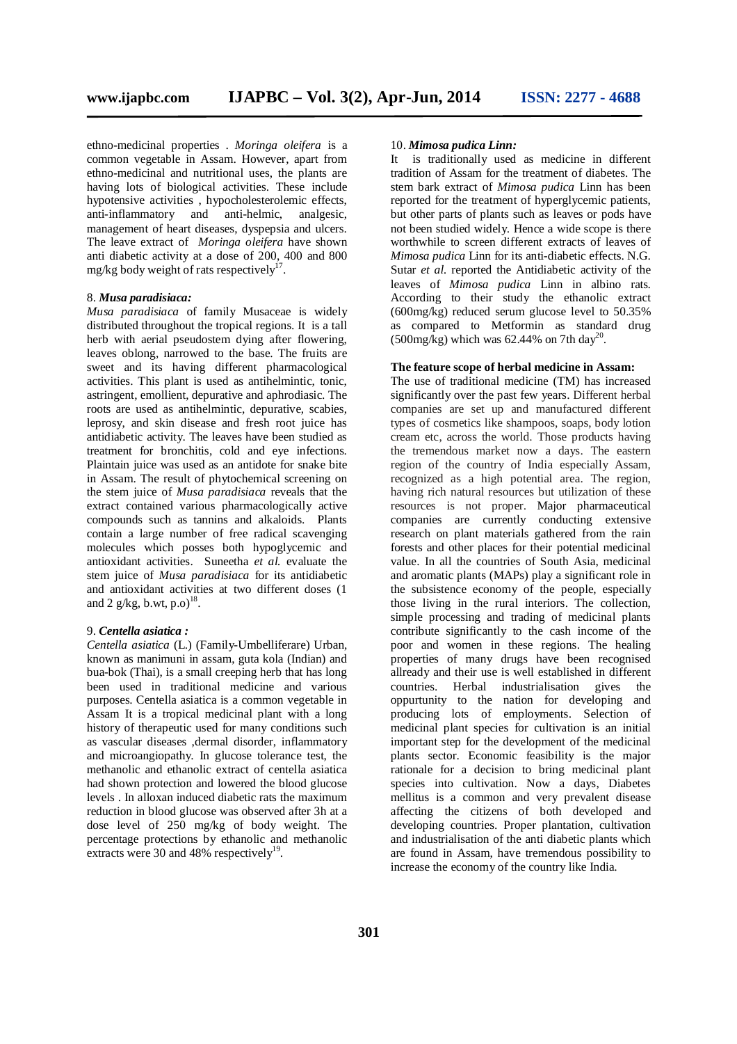ethno-medicinal properties . *Moringa oleifera* is a common vegetable in Assam. However, apart from ethno-medicinal and nutritional uses, the plants are having lots of biological activities. These include hypotensive activities , hypocholesterolemic effects, anti-inflammatory and anti-helmic, analgesic, management of heart diseases, dyspepsia and ulcers. The leave extract of *Moringa oleifera* have shown anti diabetic activity at a dose of 200, 400 and 800 mg/kg body weight of rats respectively[17].

### 8. *Musa paradisiaca:*

*Musa paradisiaca* of family Musaceae is widely distributed throughout the tropical regions. It is a tall herb with aerial pseudostem dying after flowering, leaves oblong, narrowed to the base. The fruits are sweet and its having different pharmacological activities. This plant is used as antihelmintic, tonic, astringent, emollient, depurative and aphrodiasic. The roots are used as antihelmintic, depurative, scabies, leprosy, and skin disease and fresh root juice has antidiabetic activity. The leaves have been studied as treatment for bronchitis, cold and eye infections. Plaintain juice was used as an antidote for snake bite in Assam. The result of phytochemical screening on the stem juice of *Musa paradisiaca* reveals that the extract contained various pharmacologically active compounds such as tannins and alkaloids. Plants contain a large number of free radical scavenging molecules which posses both hypoglycemic and antioxidant activities. Suneetha *et al.* evaluate the stem juice of *Musa paradisiaca* for its antidiabetic and antioxidant activities at two different doses (1 and 2 g/kg, b.wt, p.o)[18].

### 9. *Centella asiatica :*

*Centella asiatica* (L.) (Family-Umbelliferare) Urban, known as manimuni in assam, guta kola (Indian) and bua-bok (Thai), is a small creeping herb that has long been used in traditional medicine and various purposes. Centella asiatica is a common vegetable in Assam It is a tropical medicinal plant with a long history of therapeutic used for many conditions such as vascular diseases ,dermal disorder, inflammatory and microangiopathy. In glucose tolerance test, the methanolic and ethanolic extract of centella asiatica had shown protection and lowered the blood glucose levels . In alloxan induced diabetic rats the maximum reduction in blood glucose was observed after 3h at a dose level of 250 mg/kg of body weight. The percentage protections by ethanolic and methanolic extracts were 30 and 48% respectively[19].

### 10. *Mimosa pudica Linn:*

It is traditionally used as medicine in different tradition of Assam for the treatment of diabetes. The stem bark extract of *Mimosa pudica* Linn has been reported for the treatment of hyperglycemic patients, but other parts of plants such as leaves or pods have not been studied widely. Hence a wide scope is there worthwhile to screen different extracts of leaves of *Mimosa pudica* Linn for its anti-diabetic effects. N.G. Sutar *et al.* reported the Antidiabetic activity of the leaves of *Mimosa pudica* Linn in albino rats. According to their study the ethanolic extract (600mg/kg) reduced serum glucose level to 50.35% as compared to Metformin as standard drug (500mg/kg) which was 62.44% on 7th day[20].

## The feature scope of herbal medicine in Assam:

The use of traditional medicine (TM) has increased significantly over the past few years. Different herbal companies are set up and manufactured different types of cosmetics like shampoos, soaps, body lotion cream etc, across the world. Those products having the tremendous market now a days. The eastern region of the country of India especially Assam, recognized as a high potential area. The region, having rich natural resources but utilization of these resources is not proper. Major pharmaceutical companies are currently conducting extensive research on plant materials gathered from the rain forests and other places for their potential medicinal value. In all the countries of South Asia, medicinal and aromatic plants (MAPs) play a significant role in the subsistence economy of the people, especially those living in the rural interiors. The collection, simple processing and trading of medicinal plants contribute significantly to the cash income of the poor and women in these regions. The healing properties of many drugs have been recognised allready and their use is well established in different countries. Herbal industrialisation gives the oppurtunity to the nation for developing and producing lots of employments. Selection of medicinal plant species for cultivation is an initial important step for the development of the medicinal plants sector. Economic feasibility is the major rationale for a decision to bring medicinal plant species into cultivation. Now a days, Diabetes mellitus is a common and very prevalent disease affecting the citizens of both developed and developing countries. Proper plantation, cultivation and industrialisation of the anti diabetic plants which are found in Assam, have tremendous possibility to increase the economy of the country like India.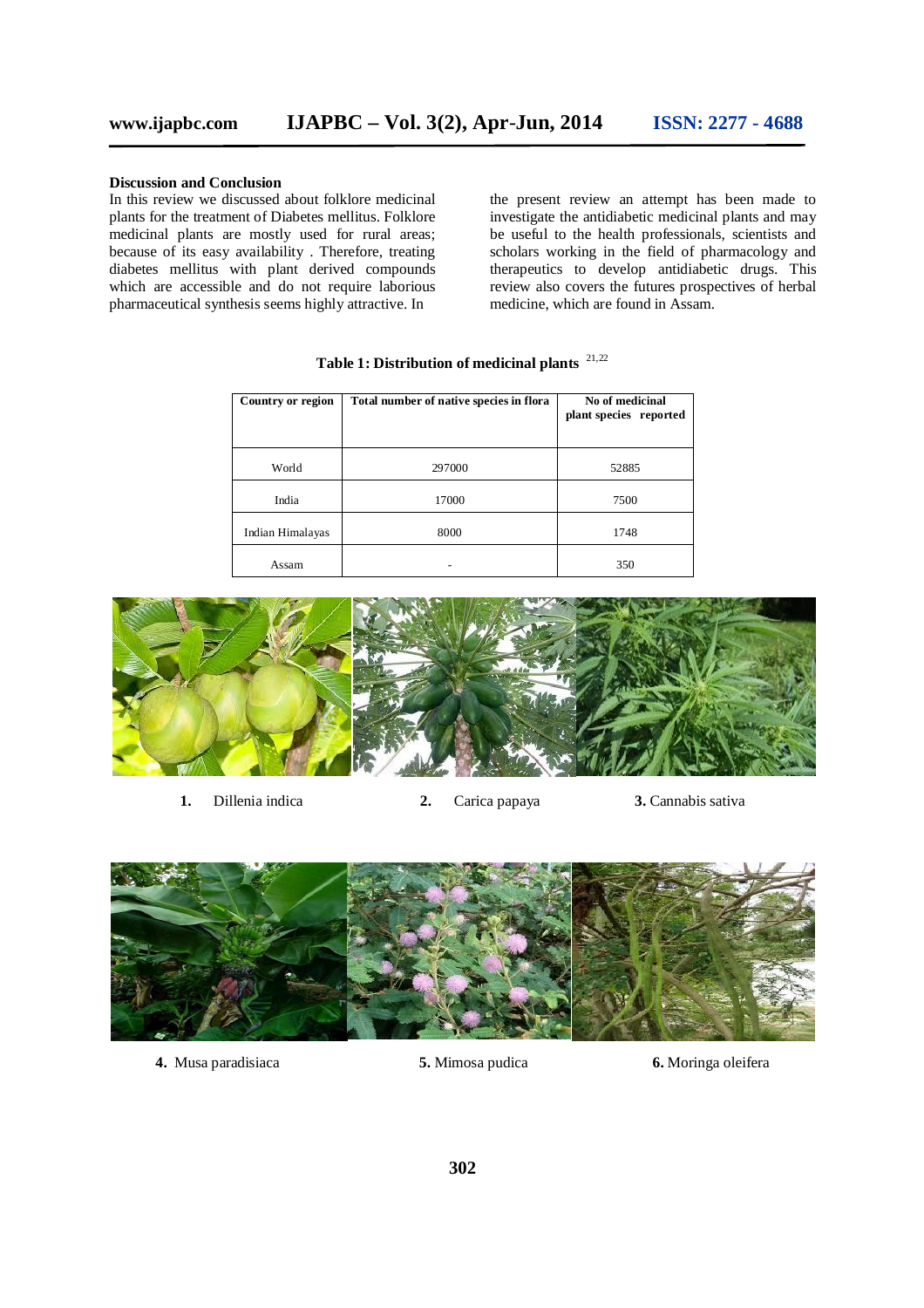**Discussion and Conclusion**

In this review we discussed about folklore medicinal plants for the treatment of Diabetes mellitus. Folklore medicinal plants are mostly used for rural areas; because of its easy availability . Therefore, treating diabetes mellitus with plant derived compounds which are accessible and do not require laborious pharmaceutical synthesis seems highly attractive. In the present review an attempt has been made to investigate the antidiabetic medicinal plants and may be useful to the health professionals, scientists and scholars working in the field of pharmacology and therapeutics to develop antidiabetic drugs. This review also covers the futures prospectives of herbal medicine, which are found in Assam.

**Table 1: Distribution of medicinal plants** [21,22]

| Country or region | Total number of native species in flora | No of medicinal plant species reported |
|---|---|---|
| World | 297000 | 52885 |
| India | 17000 | 7500 |
| Indian Himalayas | 8000 | 1748 |
| Assam | - | 350 |

**1.** Dillenia indica **2.** Carica papaya **3.** Cannabis sativa

**4.** Musa paradisiaca **5.** Mimosa pudica **6.** Moringa oleifera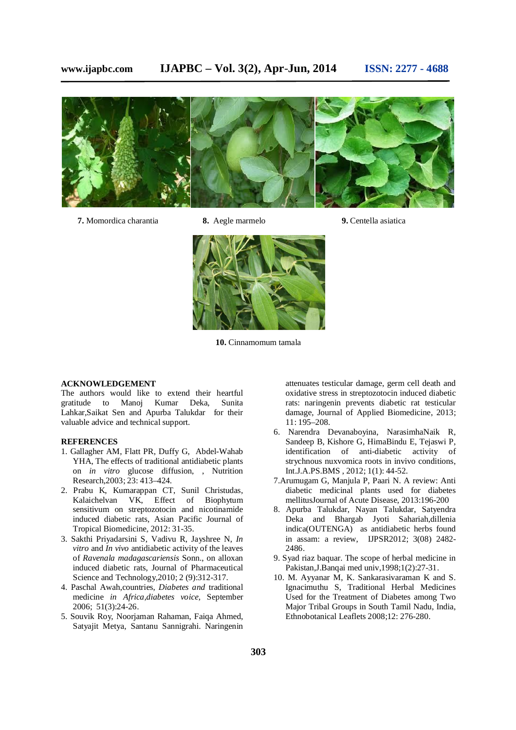**7.** Momordica charantia

**8.** Aegle marmelo

**9.** Centella asiatica

**10.** Cinnamomum tamala

## ACKNOWLEDGEMENT

The authors would like to extend their heartful gratitude to Manoj Kumar Deka, Sunita Lahkar,Saikat Sen and Apurba Talukdar for their valuable advice and technical support.

## REFERENCES

1. Gallagher AM, Flatt PR, Duffy G, Abdel-Wahab YHA, The effects of traditional antidiabetic plants on *in vitro* glucose diffusion, , Nutrition Research,2003; 23: 413–424.
2. Prabu K, Kumarappan CT, Sunil Christudas, Kalaichelvan VK, Effect of Biophytum sensitivum on streptozotocin and nicotinamide induced diabetic rats, Asian Pacific Journal of Tropical Biomedicine, 2012: 31-35.
3. Sakthi Priyadarsini S, Vadivu R, Jayshree N, *In vitro* and *In vivo* antidiabetic activity of the leaves of *Ravenala madagascariensis* Sonn., on alloxan induced diabetic rats, Journal of Pharmaceutical Science and Technology,2010; 2 (9):312-317.
4. Paschal Awah,countries, *Diabetes and* traditional medicine *in Africa,diabetes voice,* September 2006; 51(3):24-26.
5. Souvik Roy, Noorjaman Rahaman, Faiqa Ahmed, Satyajit Metya, Santanu Sannigrahi. Naringenin attenuates testicular damage, germ cell death and oxidative stress in streptozotocin induced diabetic rats: naringenin prevents diabetic rat testicular damage, Journal of Applied Biomedicine, 2013; 11: 195–208.
6. Narendra Devanaboyina, NarasimhaNaik R, Sandeep B, Kishore G, HimaBindu E, Tejaswi P, identification of anti-diabetic activity of strychnous nuxvomica roots in invivo conditions, Int.J.A.PS.BMS , 2012; 1(1): 44-52.
7. Arumugam G, Manjula P, Paari N. A review: Anti diabetic medicinal plants used for diabetes mellitusJournal of Acute Disease, 2013:196-200
8. Apurba Talukdar, Nayan Talukdar, Satyendra Deka and Bhargab Jyoti Sahariah,dillenia indica(OUTENGA) as antidiabetic herbs found in assam: a review, IJPSR2012; 3(08) 2482-2486.
9. Syad riaz baquar. The scope of herbal medicine in Pakistan,J.Banqai med univ,1998;1(2):27-31.
10. M. Ayyanar M, K. Sankarasivaraman K and S. Ignacimuthu S, Traditional Herbal Medicines Used for the Treatment of Diabetes among Two Major Tribal Groups in South Tamil Nadu, India, Ethnobotanical Leaflets 2008;12: 276-280.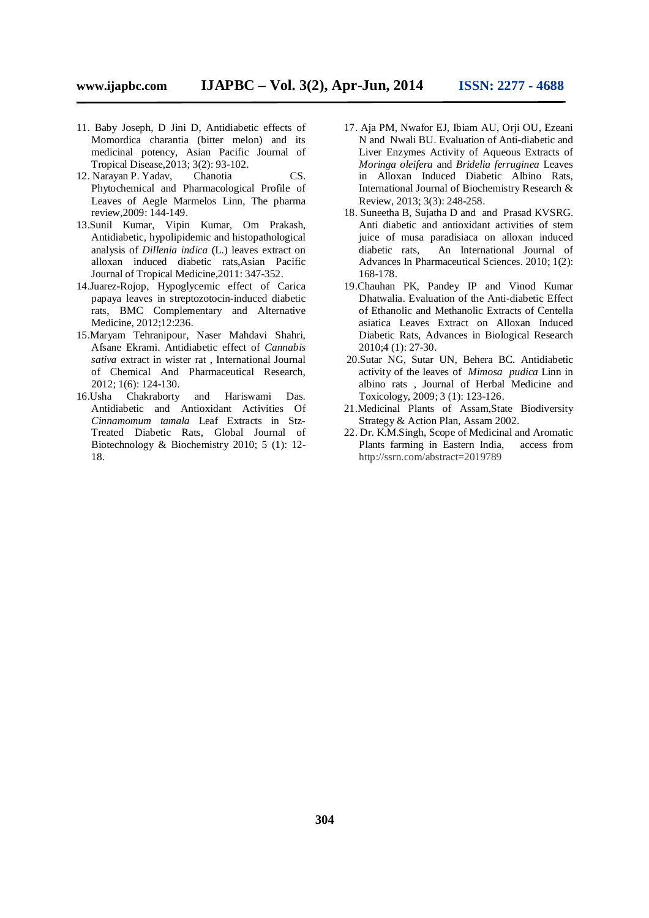11. Baby Joseph, D Jini D, Antidiabetic effects of Momordica charantia (bitter melon) and its medicinal potency, Asian Pacific Journal of Tropical Disease,2013; 3(2): 93-102.
12. Narayan P. Yadav, Chanotia CS. Phytochemical and Pharmacological Profile of Leaves of Aegle Marmelos Linn, The pharma review,2009: 144-149.
13. Sunil Kumar, Vipin Kumar, Om Prakash, Antidiabetic, hypolipidemic and histopathological analysis of *Dillenia indica* (L.) leaves extract on alloxan induced diabetic rats,Asian Pacific Journal of Tropical Medicine,2011: 347-352.
14. Juarez-Rojop, Hypoglycemic effect of Carica papaya leaves in streptozotocin-induced diabetic rats, BMC Complementary and Alternative Medicine, 2012;12:236.
15. Maryam Tehranipour, Naser Mahdavi Shahri, Afsane Ekrami. Antidiabetic effect of *Cannabis sativa* extract in wister rat , International Journal of Chemical And Pharmaceutical Research, 2012; 1(6): 124-130.
16. Usha Chakraborty and Hariswami Das. Antidiabetic and Antioxidant Activities Of *Cinnamomum tamala* Leaf Extracts in Stz-Treated Diabetic Rats, Global Journal of Biotechnology & Biochemistry 2010; 5 (1): 12-18.
17. Aja PM, Nwafor EJ, Ibiam AU, Orji OU, Ezeani N and Nwali BU. Evaluation of Anti-diabetic and Liver Enzymes Activity of Aqueous Extracts of *Moringa oleifera* and *Bridelia ferruginea* Leaves in Alloxan Induced Diabetic Albino Rats, International Journal of Biochemistry Research & Review, 2013; 3(3): 248-258.
18. Suneetha B, Sujatha D and and Prasad KVSRG. Anti diabetic and antioxidant activities of stem juice of musa paradisiaca on alloxan induced diabetic rats, An International Journal of Advances In Pharmaceutical Sciences. 2010; 1(2): 168-178.
19. Chauhan PK, Pandey IP and Vinod Kumar Dhatwalia. Evaluation of the Anti-diabetic Effect of Ethanolic and Methanolic Extracts of Centella asiatica Leaves Extract on Alloxan Induced Diabetic Rats, Advances in Biological Research 2010;4 (1): 27-30.
20. Sutar NG, Sutar UN, Behera BC. Antidiabetic activity of the leaves of *Mimosa pudica* Linn in albino rats , Journal of Herbal Medicine and Toxicology, 2009; 3 (1): 123-126.
21. Medicinal Plants of Assam,State Biodiversity Strategy & Action Plan, Assam 2002.
22. Dr. K.M.Singh, Scope of Medicinal and Aromatic Plants farming in Eastern India, access from http://ssrn.com/abstract=2019789